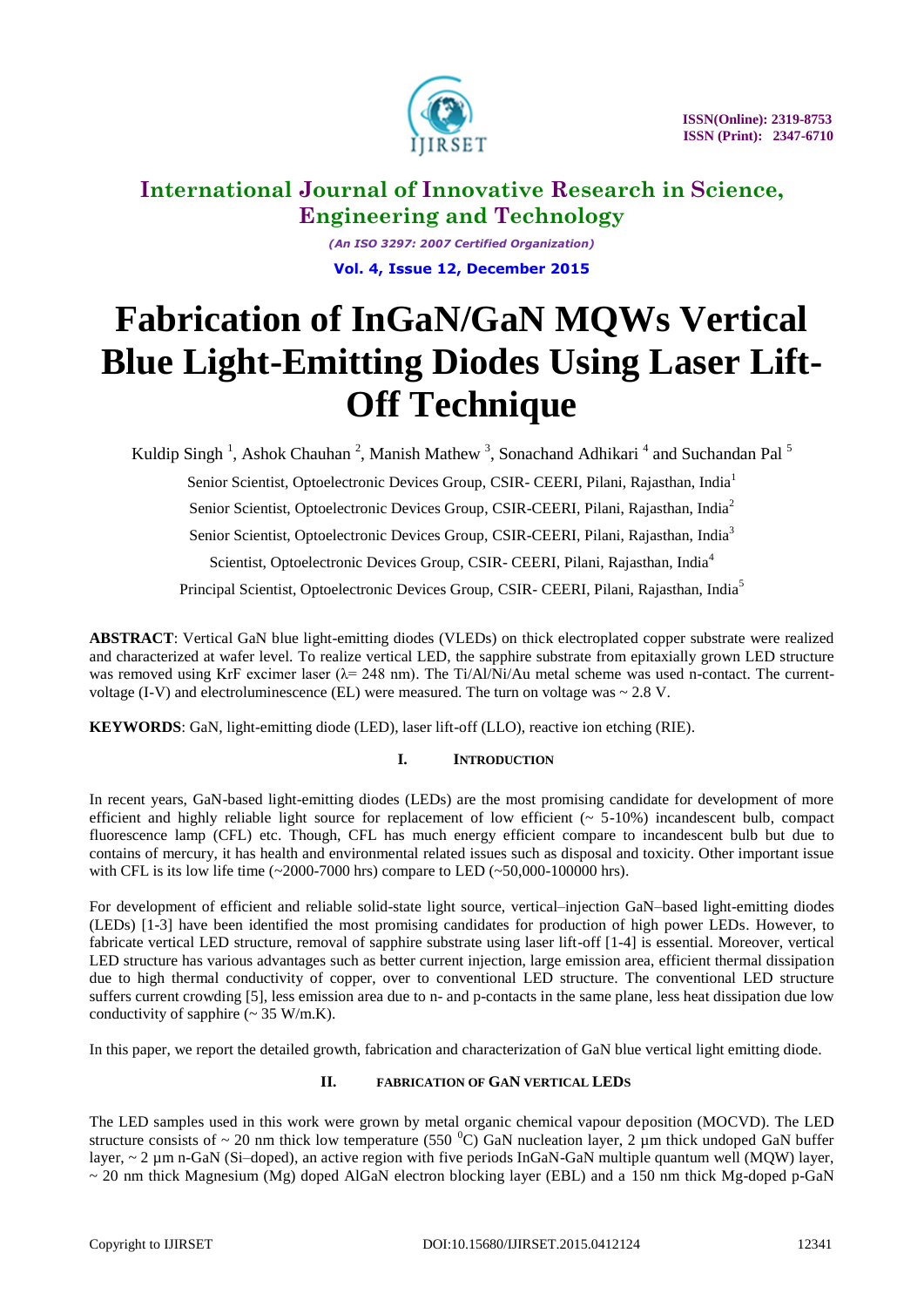# International Journal of Innovative Research in Science, Engineering and Technology

*(An ISO 3297: 2007 Certified Organization)*

**Vol. 4, Issue 12, December 2015**

# Fabrication of InGaN/GaN MQWs Vertical Blue Light-Emitting Diodes Using Laser Lift-Off Technique

Kuldip Singh [1], Ashok Chauhan [2], Manish Mathew [3], Sonachand Adhikari [4] and Suchandan Pal [5]

Senior Scientist, Optoelectronic Devices Group, CSIR- CEERI, Pilani, Rajasthan, India[1]

Senior Scientist, Optoelectronic Devices Group, CSIR-CEERI, Pilani, Rajasthan, India[2]

Senior Scientist, Optoelectronic Devices Group, CSIR-CEERI, Pilani, Rajasthan, India[3]

Scientist, Optoelectronic Devices Group, CSIR- CEERI, Pilani, Rajasthan, India[4]

Principal Scientist, Optoelectronic Devices Group, CSIR- CEERI, Pilani, Rajasthan, India[5]

**ABSTRACT**: Vertical GaN blue light-emitting diodes (VLEDs) on thick electroplated copper substrate were realized and characterized at wafer level. To realize vertical LED, the sapphire substrate from epitaxially grown LED structure was removed using KrF excimer laser (λ= 248 nm). The Ti/Al/Ni/Au metal scheme was used n-contact. The current-voltage (I-V) and electroluminescence (EL) were measured. The turn on voltage was ~ 2.8 V.

**KEYWORDS**: GaN, light-emitting diode (LED), laser lift-off (LLO), reactive ion etching (RIE).

## I. INTRODUCTION

In recent years, GaN-based light-emitting diodes (LEDs) are the most promising candidate for development of more efficient and highly reliable light source for replacement of low efficient (~ 5-10%) incandescent bulb, compact fluorescence lamp (CFL) etc. Though, CFL has much energy efficient compare to incandescent bulb but due to contains of mercury, it has health and environmental related issues such as disposal and toxicity. Other important issue with CFL is its low life time (~2000-7000 hrs) compare to LED (~50,000-100000 hrs).

For development of efficient and reliable solid-state light source, vertical–injection GaN–based light-emitting diodes (LEDs) [1-3] have been identified the most promising candidates for production of high power LEDs. However, to fabricate vertical LED structure, removal of sapphire substrate using laser lift-off [1-4] is essential. Moreover, vertical LED structure has various advantages such as better current injection, large emission area, efficient thermal dissipation due to high thermal conductivity of copper, over to conventional LED structure. The conventional LED structure suffers current crowding [5], less emission area due to n- and p-contacts in the same plane, less heat dissipation due low conductivity of sapphire (~ 35 W/m.K).

In this paper, we report the detailed growth, fabrication and characterization of GaN blue vertical light emitting diode.

## II. FABRICATION OF GAN VERTICAL LEDS

The LED samples used in this work were grown by metal organic chemical vapour deposition (MOCVD). The LED structure consists of ~ 20 nm thick low temperature (550 $^{0}$C) GaN nucleation layer, 2 µm thick undoped GaN buffer layer, ~ 2 µm n-GaN (Si–doped), an active region with five periods InGaN-GaN multiple quantum well (MQW) layer, ~ 20 nm thick Magnesium (Mg) doped AlGaN electron blocking layer (EBL) and a 150 nm thick Mg-doped p-GaN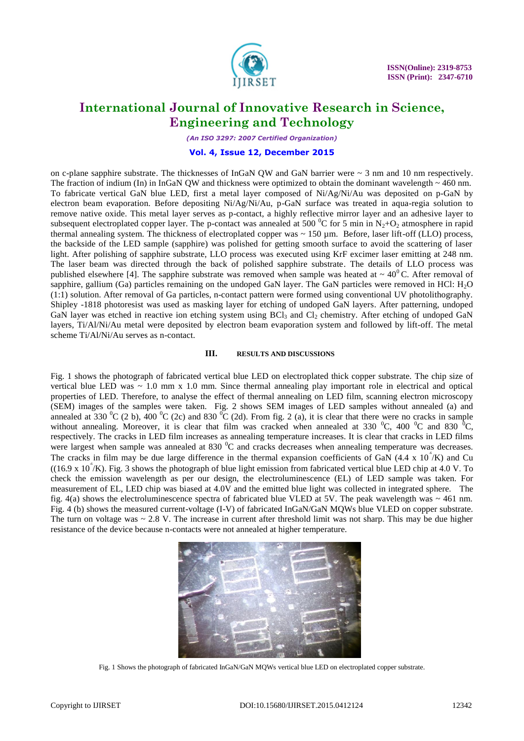on c-plane sapphire substrate. The thicknesses of InGaN QW and GaN barrier were ~ 3 nm and 10 nm respectively. The fraction of indium (In) in InGaN QW and thickness were optimized to obtain the dominant wavelength ~ 460 nm. To fabricate vertical GaN blue LED, first a metal layer composed of Ni/Ag/Ni/Au was deposited on p-GaN by electron beam evaporation. Before depositing Ni/Ag/Ni/Au, p-GaN surface was treated in aqua-regia solution to remove native oxide. This metal layer serves as p-contact, a highly reflective mirror layer and an adhesive layer to subsequent electroplated copper layer. The p-contact was annealed at 500 $^0$C for 5 min in $N_2$+$O_2$ atmosphere in rapid thermal annealing system. The thickness of electroplated copper was ~ 150 µm. Before, laser lift-off (LLO) process, the backside of the LED sample (sapphire) was polished for getting smooth surface to avoid the scattering of laser light. After polishing of sapphire substrate, LLO process was executed using KrF excimer laser emitting at 248 nm. The laser beam was directed through the back of polished sapphire substrate. The details of LLO process was published elsewhere [4]. The sapphire substrate was removed when sample was heated at ~ 40$^0$ C. After removal of sapphire, gallium (Ga) particles remaining on the undoped GaN layer. The GaN particles were removed in HCl: $H_2O$ (1:1) solution. After removal of Ga particles, n-contact pattern were formed using conventional UV photolithography. Shipley -1818 photoresist was used as masking layer for etching of undoped GaN layers. After patterning, undoped GaN layer was etched in reactive ion etching system using $BCl_3$ and $Cl_2$ chemistry. After etching of undoped GaN layers, Ti/Al/Ni/Au metal were deposited by electron beam evaporation system and followed by lift-off. The metal scheme Ti/Al/Ni/Au serves as n-contact.

## III. RESULTS AND DISCUSSIONS

Fig. 1 shows the photograph of fabricated vertical blue LED on electroplated thick copper substrate. The chip size of vertical blue LED was ~ 1.0 mm x 1.0 mm. Since thermal annealing play important role in electrical and optical properties of LED. Therefore, to analyse the effect of thermal annealing on LED film, scanning electron microscopy (SEM) images of the samples were taken. Fig. 2 shows SEM images of LED samples without annealed (a) and annealed at 330 $^0$C (2 b), 400 $^0$C (2c) and 830 $^0$C (2d). From fig. 2 (a), it is clear that there were no cracks in sample without annealing. Moreover, it is clear that film was cracked when annealed at 330 $^0$C, 400 $^0$C and 830 $^0$C, respectively. The cracks in LED film increases as annealing temperature increases. It is clear that cracks in LED films were largest when sample was annealed at 830 $^0$C and cracks decreases when annealing temperature was decreases. The cracks in film may be due large difference in the thermal expansion coefficients of GaN (4.4 x $10^{-6}$/K) and Cu ((16.9 x $10^{-6}$/K). Fig. 3 shows the photograph of blue light emission from fabricated vertical blue LED chip at 4.0 V. To check the emission wavelength as per our design, the electroluminescence (EL) of LED sample was taken. For measurement of EL, LED chip was biased at 4.0V and the emitted blue light was collected in integrated sphere. The fig. 4(a) shows the electroluminescence spectra of fabricated blue VLED at 5V. The peak wavelength was ~ 461 nm. Fig. 4 (b) shows the measured current-voltage (I-V) of fabricated InGaN/GaN MQWs blue VLED on copper substrate. The turn on voltage was ~ 2.8 V. The increase in current after threshold limit was not sharp. This may be due higher resistance of the device because n-contacts were not annealed at higher temperature.

Fig. 1 Shows the photograph of fabricated InGaN/GaN MQWs vertical blue LED on electroplated copper substrate.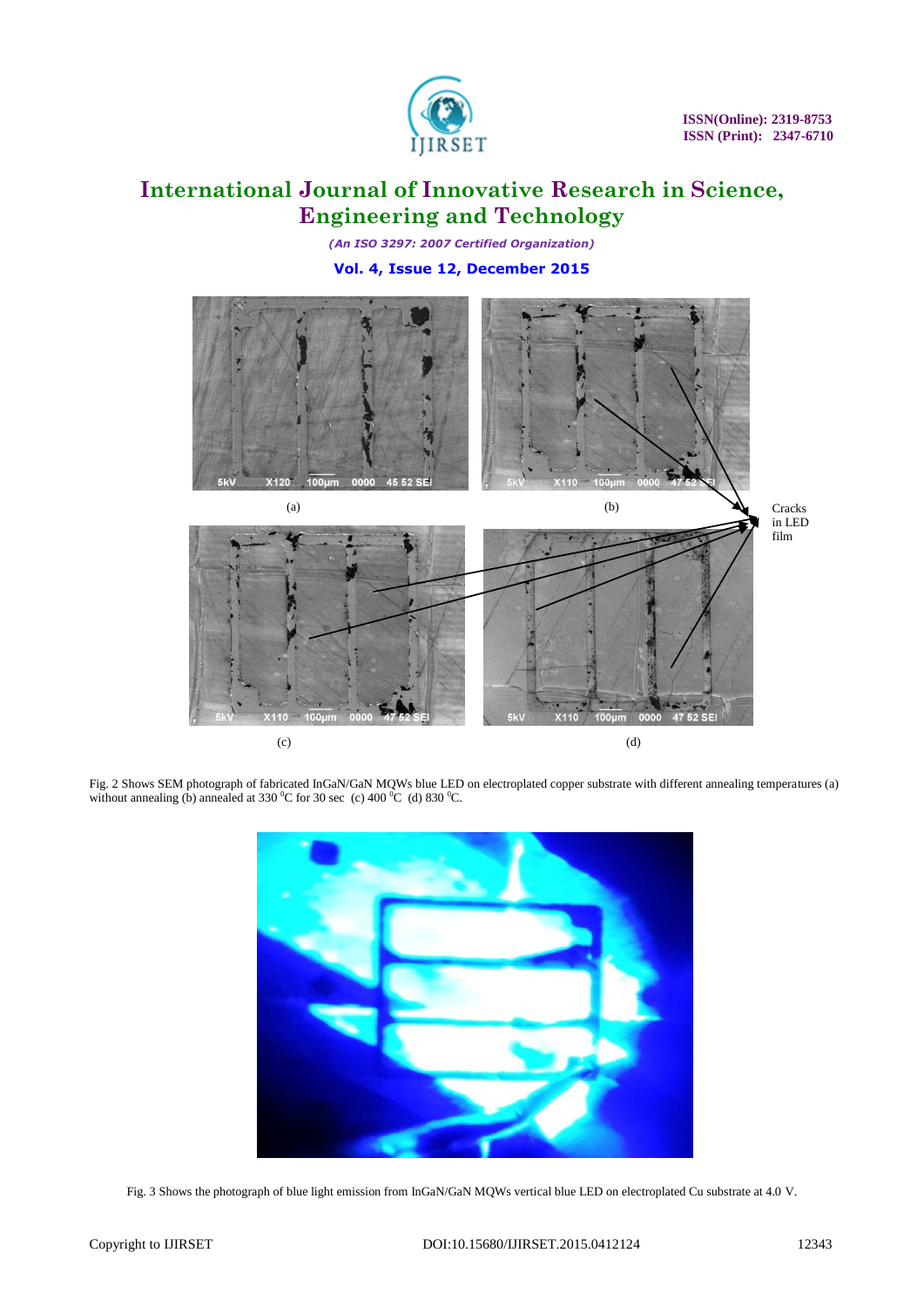(a)

(b)

Cracks in LED film

(c)

(d)

Fig. 2 Shows SEM photograph of fabricated InGaN/GaN MQWs blue LED on electroplated copper substrate with different annealing temperatures (a) without annealing (b) annealed at 330 $^{0}$C for 30 sec (c) 400 $^{0}$C (d) 830 $^{0}$C.

Fig. 3 Shows the photograph of blue light emission from InGaN/GaN MQWs vertical blue LED on electroplated Cu substrate at 4.0 V.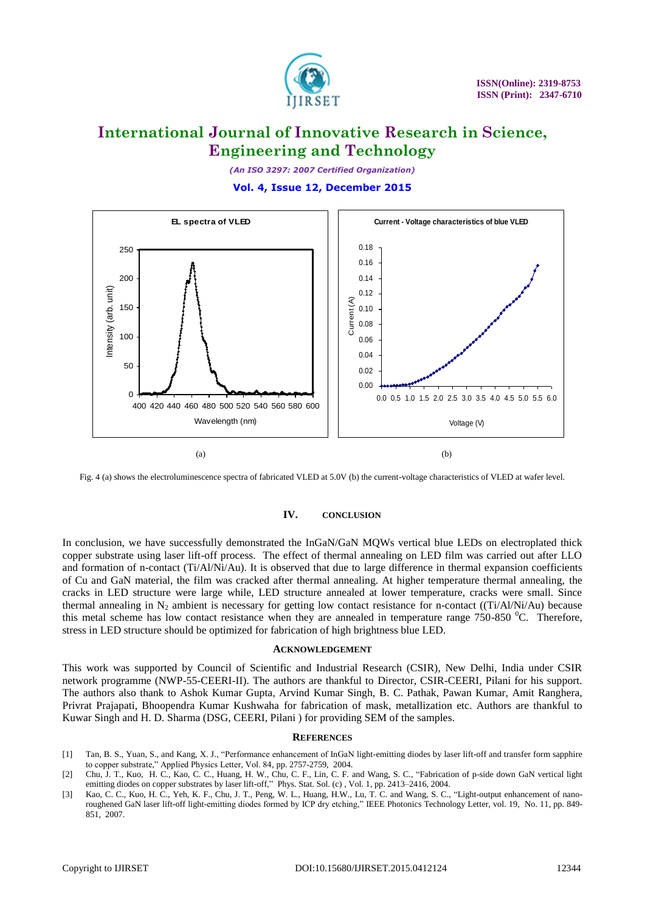(a)

(b)

Fig. 4 (a) shows the electroluminescence spectra of fabricated VLED at 5.0V (b) the current-voltage characteristics of VLED at wafer level.

## IV. CONCLUSION

In conclusion, we have successfully demonstrated the InGaN/GaN MQWs vertical blue LEDs on electroplated thick copper substrate using laser lift-off process. The effect of thermal annealing on LED film was carried out after LLO and formation of n-contact (Ti/Al/Ni/Au). It is observed that due to large difference in thermal expansion coefficients of Cu and GaN material, the film was cracked after thermal annealing. At higher temperature thermal annealing, the cracks in LED structure were large while, LED structure annealed at lower temperature, cracks were small. Since thermal annealing in $N_2$ ambient is necessary for getting low contact resistance for n-contact ((Ti/Al/Ni/Au) because this metal scheme has low contact resistance when they are annealed in temperature range 750-850 $^0$C. Therefore, stress in LED structure should be optimized for fabrication of high brightness blue LED.

## ACKNOWLEDGEMENT

This work was supported by Council of Scientific and Industrial Research (CSIR), New Delhi, India under CSIR network programme (NWP-55-CEERI-II). The authors are thankful to Director, CSIR-CEERI, Pilani for his support. The authors also thank to Ashok Kumar Gupta, Arvind Kumar Singh, B. C. Pathak, Pawan Kumar, Amit Ranghera, Privrat Prajapati, Bhoopendra Kumar Kushwaha for fabrication of mask, metallization etc. Authors are thankful to Kuwar Singh and H. D. Sharma (DSG, CEERI, Pilani ) for providing SEM of the samples.

## REFERENCES

[1] Tan, B. S., Yuan, S., and Kang, X. J., "Performance enhancement of InGaN light-emitting diodes by laser lift-off and transfer form sapphire to copper substrate," Applied Physics Letter, Vol. 84, pp. 2757-2759, 2004.

[2] Chu, J. T., Kuo, H. C., Kao, C. C., Huang, H. W., Chu, C. F., Lin, C. F. and Wang, S. C., "Fabrication of p-side down GaN vertical light emitting diodes on copper substrates by laser lift-off," Phys. Stat. Sol. (c) , Vol. 1, pp. 2413–2416, 2004.

[3] Kao, C. C., Kuo, H. C., Yeh, K. F., Chu, J. T., Peng, W. L., Huang, H.W., Lu, T. C. and Wang, S. C., "Light-output enhancement of nano-roughened GaN laser lift-off light-emitting diodes formed by ICP dry etching," IEEE Photonics Technology Letter, vol. 19, No. 11, pp. 849-851, 2007.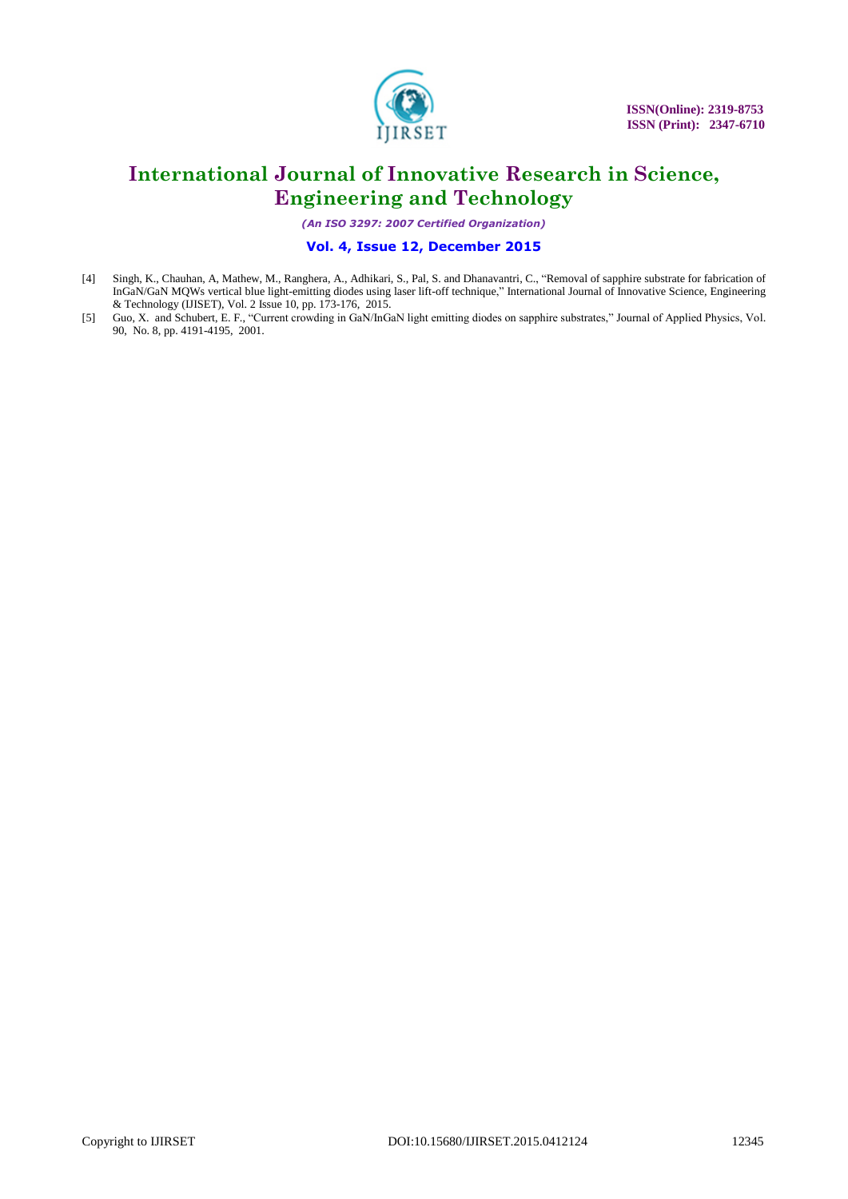[4] Singh, K., Chauhan, A, Mathew, M., Ranghera, A., Adhikari, S., Pal, S. and Dhanavantri, C., "Removal of sapphire substrate for fabrication of InGaN/GaN MQWs vertical blue light-emitting diodes using laser lift-off technique," International Journal of Innovative Science, Engineering & Technology (IJISET), Vol. 2 Issue 10, pp. 173-176, 2015.

[5] Guo, X. and Schubert, E. F., "Current crowding in GaN/InGaN light emitting diodes on sapphire substrates," Journal of Applied Physics, Vol. 90, No. 8, pp. 4191-4195, 2001.